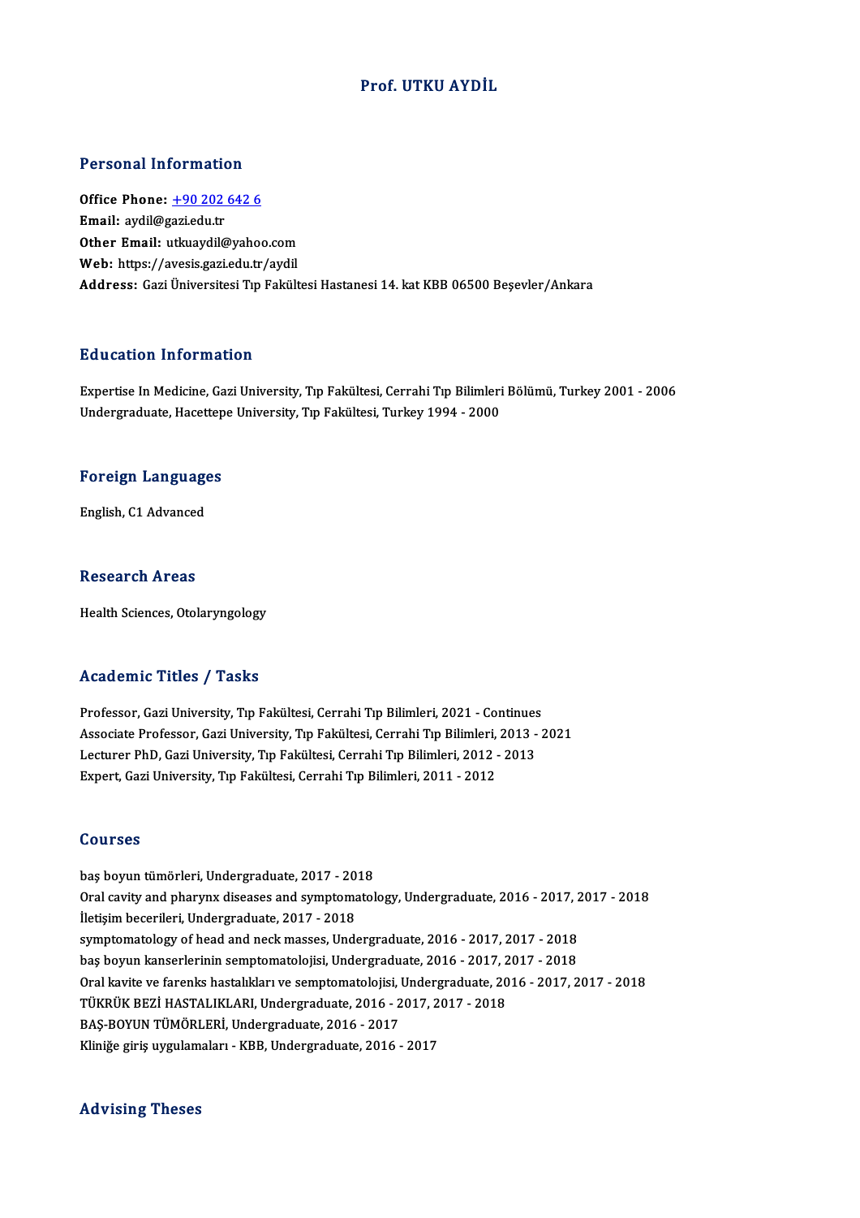# Prof. UTKU AYDİL

## Personal Information

**Office Phone:** +90 202 642 6
**Email:** aydil@gazi.edu.tr
**Other Email:** utkuaydil@yahoo.com
**Web:** https://avesis.gazi.edu.tr/aydil
**Address:** Gazi Üniversitesi Tıp Fakültesi Hastanesi 14. kat KBB 06500 Beşevler/Ankara

## Education Information

Expertise In Medicine, Gazi University, Tıp Fakültesi, Cerrahi Tıp Bilimleri Bölümü, Turkey 2001 - 2006
Undergraduate, Hacettepe University, Tıp Fakültesi, Turkey 1994 - 2000

## Foreign Languages

English, C1 Advanced

## Research Areas

Health Sciences, Otolaryngology

## Academic Titles / Tasks

Professor, Gazi University, Tıp Fakültesi, Cerrahi Tıp Bilimleri, 2021 - Continues
Associate Professor, Gazi University, Tıp Fakültesi, Cerrahi Tıp Bilimleri, 2013 - 2021
Lecturer PhD, Gazi University, Tıp Fakültesi, Cerrahi Tıp Bilimleri, 2012 - 2013
Expert, Gazi University, Tıp Fakültesi, Cerrahi Tıp Bilimleri, 2011 - 2012

## Courses

baş boyun tümörleri, Undergraduate, 2017 - 2018
Oral cavity and pharynx diseases and symptomatology, Undergraduate, 2016 - 2017, 2017 - 2018
İletişim becerileri, Undergraduate, 2017 - 2018
symptomatology of head and neck masses, Undergraduate, 2016 - 2017, 2017 - 2018
baş boyun kanserlerinin semptomatolojisi, Undergraduate, 2016 - 2017, 2017 - 2018
Oral kavite ve farenks hastalıkları ve semptomatolojisi, Undergraduate, 2016 - 2017, 2017 - 2018
TÜKRÜK BEZİ HASTALIKLARI, Undergraduate, 2016 - 2017, 2017 - 2018
BAŞ-BOYUN TÜMÖRLERİ, Undergraduate, 2016 - 2017
Kliniğe giriş uygulamaları - KBB, Undergraduate, 2016 - 2017

## Advising Theses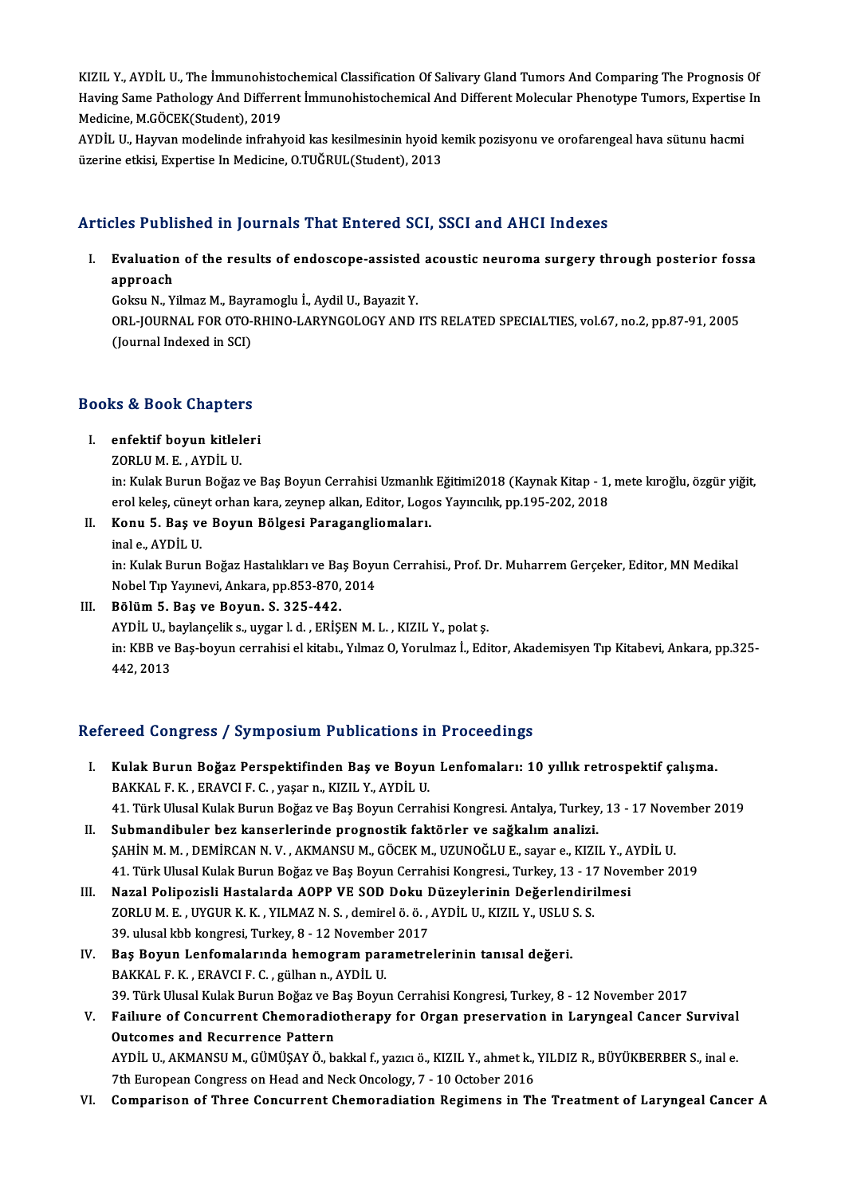KIZIL Y., AYDİL U., The İmmunohistochemical Classification Of Salivary Gland Tumors And Comparing The Prognosis Of Having Same Pathology And Different İmmunohistochemical And Different Molecular Phenotype Tumors, Expertise In Medicine, M.GÖCEK(Student), 2019

AYDİL U., Hayvan modelinde infrahyoid kas kesilmesinin hyoid kemik pozisyonu ve orofarengeal hava sütunu hacmi üzerine etkisi, Expertise In Medicine, O.TUĞRUL(Student), 2013

## Articles Published in Journals That Entered SCI, SSCI and AHCI Indexes

I. **Evaluation of the results of endoscope-assisted acoustic neuroma surgery through posterior fossa approach**
   Goksu N., Yilmaz M., Bayramoglu İ., Aydil U., Bayazit Y.
   ORL-JOURNAL FOR OTO-RHINO-LARYNGOLOGY AND ITS RELATED SPECIALTIES, vol.67, no.2, pp.87-91, 2005
   (Journal Indexed in SCI)

## Books & Book Chapters

I. **enfektif boyun kitleleri**
   ZORLU M. E. , AYDİL U.
   in: Kulak Burun Boğaz ve Baş Boyun Cerrahisi Uzmanlık Eğitimi2018 (Kaynak Kitap - 1, mete kıroğlu, özgür yiğit, erol keleş, cüneyt orhan kara, zeynep alkan, Editor, Logos Yayıncılık, pp.195-202, 2018

II. **Konu 5. Baş ve Boyun Bölgesi Paragangliomaları.**
   inal e., AYDİL U.
   in: Kulak Burun Boğaz Hastalıkları ve Baş Boyun Cerrahisi., Prof. Dr. Muharrem Gerçeker, Editor, MN Medikal Nobel Tıp Yayınevi, Ankara, pp.853-870, 2014

III. **Bölüm 5. Baş ve Boyun. S. 325-442.**
   AYDİL U., baylançelik s., uygar l. d. , ERİŞEN M. L. , KIZIL Y., polat ş.
   in: KBB ve Baş-boyun cerrahisi el kitabı., Yılmaz O, Yorulmaz İ., Editor, Akademisyen Tıp Kitabevi, Ankara, pp.325-442, 2013

## Refereed Congress / Symposium Publications in Proceedings

I. **Kulak Burun Boğaz Perspektifinden Baş ve Boyun Lenfomaları: 10 yıllık retrospektif çalışma.**
   BAKKAL F. K. , ERAVCI F. C. , yaşar n., KIZIL Y., AYDİL U.
   41. Türk Ulusal Kulak Burun Boğaz ve Baş Boyun Cerrahisi Kongresi. Antalya, Turkey, 13 - 17 November 2019

II. **Submandibuler bez kanserlerinde prognostik faktörler ve sağkalım analizi.**
   ŞAHİN M. M. , DEMİRCAN N. V. , AKMANSU M., GÖCEK M., UZUNOĞLU E., sayar e., KIZIL Y., AYDİL U.
   41. Türk Ulusal Kulak Burun Boğaz ve Baş Boyun Cerrahisi Kongresi., Turkey, 13 - 17 November 2019

III. **Nazal Polipozisli Hastalarda AOPP VE SOD Doku Düzeylerinin Değerlendirilmesi**
   ZORLU M. E. , UYGUR K. K. , YILMAZ N. S. , demirel ö. ö. , AYDİL U., KIZIL Y., USLU S. S.
   39. ulusal kbb kongresi, Turkey, 8 - 12 November 2017

IV. **Baş Boyun Lenfomalarında hemogram parametrelerinin tanısal değeri.**
   BAKKAL F. K. , ERAVCI F. C. , gülhan n., AYDİL U.
   39. Türk Ulusal Kulak Burun Boğaz ve Baş Boyun Cerrahisi Kongresi, Turkey, 8 - 12 November 2017

V. **Failure of Concurrent Chemoradiotherapy for Organ preservation in Laryngeal Cancer Survival Outcomes and Recurrence Pattern**
   AYDİL U., AKMANSU M., GÜMÜŞAY Ö., bakkal f., yazıcı ö., KIZIL Y., ahmet k., YILDIZ R., BÜYÜKBERBER S., inal e.
   7th European Congress on Head and Neck Oncology, 7 - 10 October 2016

VI. **Comparison of Three Concurrent Chemoradiation Regimens in The Treatment of Laryngeal Cancer A**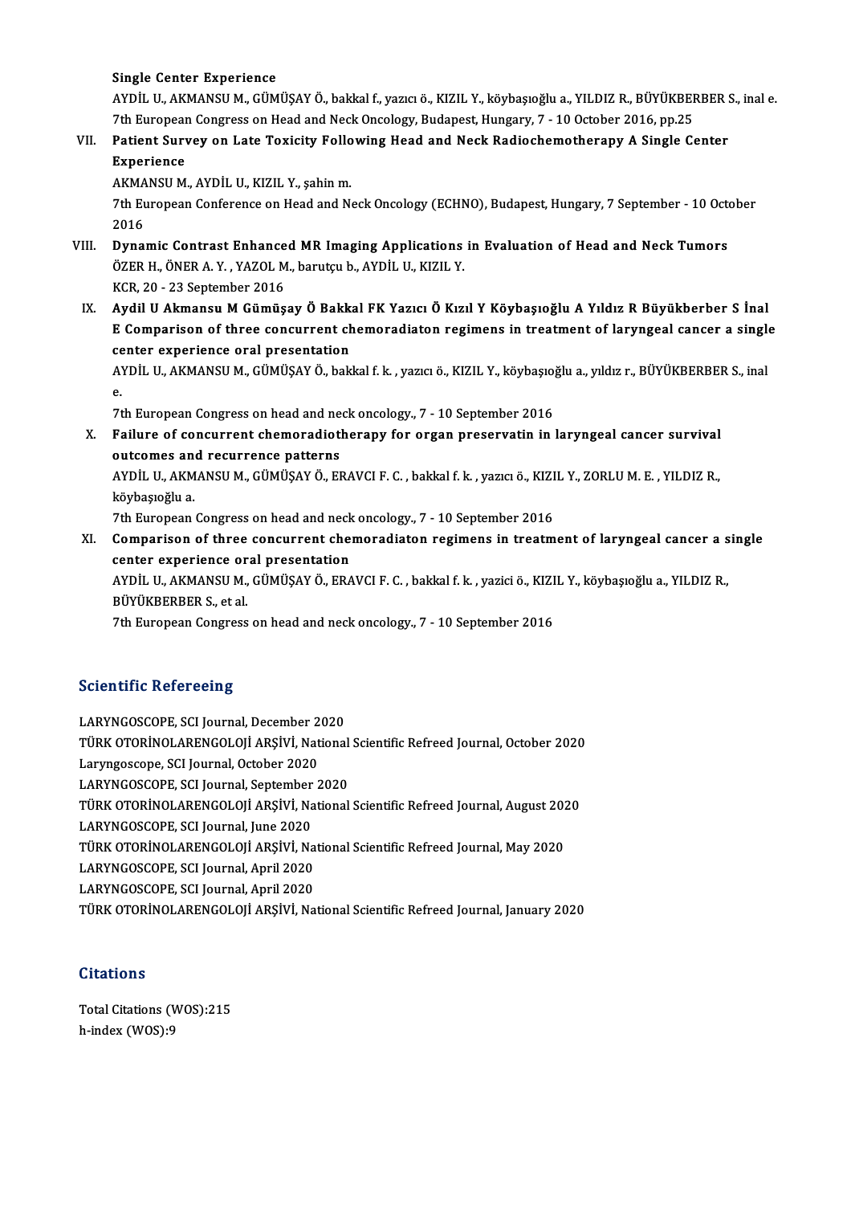Single Center Experience
AYDİL U., AKMANSU M., GÜMÜŞAY Ö., bakkal f., yazıcı ö., KIZIL Y., köybaşıoğlu a., YILDIZ R., BÜYÜKBERBER S., inal e.
7th European Congress on Head and Neck Oncology, Budapest, Hungary, 7 - 10 October 2016, pp.25

VII. **Patient Survey on Late Toxicity Following Head and Neck Radiochemotherapy A Single Center Experience**
AKMANSU M., AYDİL U., KIZIL Y., şahin m.
7th European Conference on Head and Neck Oncology (ECHNO), Budapest, Hungary, 7 September - 10 October 2016

VIII. **Dynamic Contrast Enhanced MR Imaging Applications in Evaluation of Head and Neck Tumors**
ÖZER H., ÖNER A. Y. , YAZOL M., barutçu b., AYDİL U., KIZIL Y.
KCR, 20 - 23 September 2016

IX. **Aydil U Akmansu M Gümüşay Ö Bakkal FK Yazıcı Ö Kızıl Y Köybaşıoğlu A Yıldız R Büyükberber S İnal E Comparison of three concurrent chemoradiaton regimens in treatment of laryngeal cancer a single center experience oral presentation**
AYDİL U., AKMANSU M., GÜMÜŞAY Ö., bakkal f. k. , yazıcı ö., KIZIL Y., köybaşıoğlu a., yıldız r., BÜYÜKBERBER S., inal e.
7th European Congress on head and neck oncology., 7 - 10 September 2016

X. **Failure of concurrent chemoradiotherapy for organ preservatin in laryngeal cancer survival outcomes and recurrence patterns**
AYDİL U., AKMANSU M., GÜMÜŞAY Ö., ERAVCI F. C. , bakkal f. k. , yazıcı ö., KIZIL Y., ZORLU M. E. , YILDIZ R., köybaşıoğlu a.
7th European Congress on head and neck oncology., 7 - 10 September 2016

XI. **Comparison of three concurrent chemoradiaton regimens in treatment of laryngeal cancer a single center experience oral presentation**
AYDİL U., AKMANSU M., GÜMÜŞAY Ö., ERAVCI F. C. , bakkal f. k. , yazici ö., KIZIL Y., köybaşıoğlu a., YILDIZ R., BÜYÜKBERBER S., et al.
7th European Congress on head and neck oncology., 7 - 10 September 2016

## Scientific Refereeing

LARYNGOSCOPE, SCI Journal, December 2020
TÜRK OTORİNOLARENGOLOJİ ARŞİVİ, National Scientific Refreed Journal, October 2020
Laryngoscope, SCI Journal, October 2020
LARYNGOSCOPE, SCI Journal, September 2020
TÜRK OTORİNOLARENGOLOJİ ARŞİVİ, National Scientific Refreed Journal, August 2020
LARYNGOSCOPE, SCI Journal, June 2020
TÜRK OTORİNOLARENGOLOJİ ARŞİVİ, National Scientific Refreed Journal, May 2020
LARYNGOSCOPE, SCI Journal, April 2020
LARYNGOSCOPE, SCI Journal, April 2020
TÜRK OTORİNOLARENGOLOJİ ARŞİVİ, National Scientific Refreed Journal, January 2020

## Citations

Total Citations (WOS):215
h-index (WOS):9